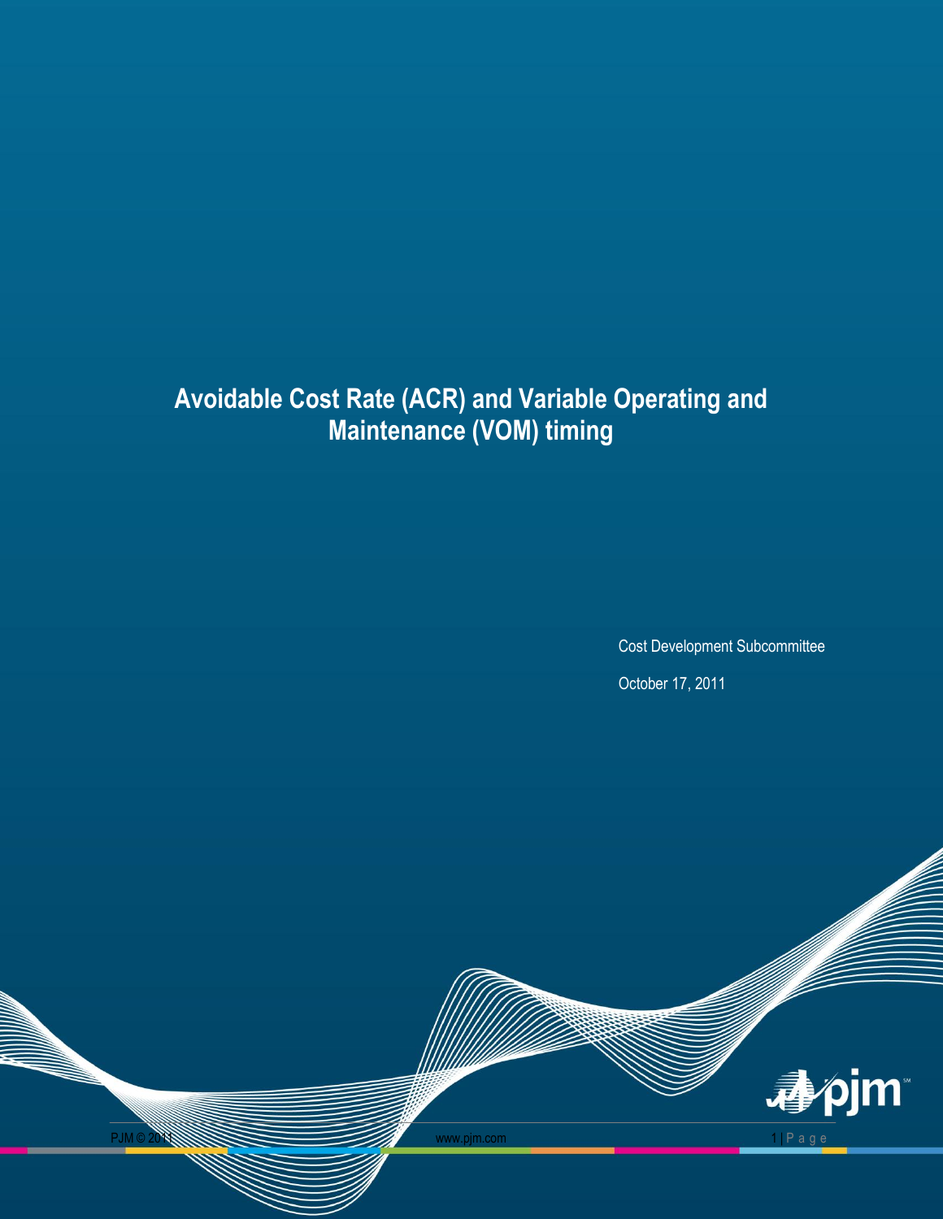# Avoidable Cost Rate (ACR) and Variable Operating and Maintenance (VOM) timing

Cost Development Subcommittee

October 17, 2011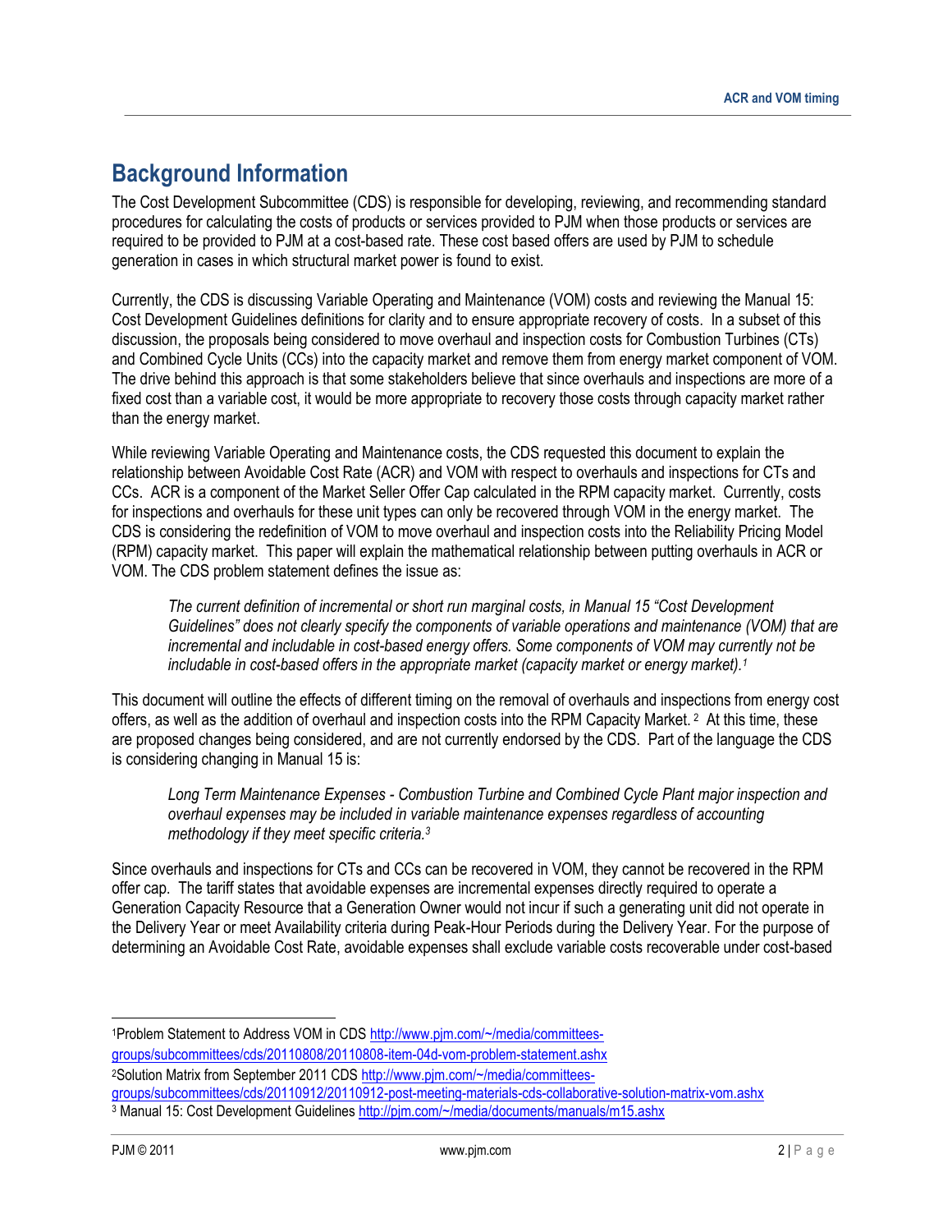# Background Information

The Cost Development Subcommittee (CDS) is responsible for developing, reviewing, and recommending standard procedures for calculating the costs of products or services provided to PJM when those products or services are required to be provided to PJM at a cost-based rate. These cost based offers are used by PJM to schedule generation in cases in which structural market power is found to exist.

Currently, the CDS is discussing Variable Operating and Maintenance (VOM) costs and reviewing the Manual 15: Cost Development Guidelines definitions for clarity and to ensure appropriate recovery of costs. In a subset of this discussion, the proposals being considered to move overhaul and inspection costs for Combustion Turbines (CTs) and Combined Cycle Units (CCs) into the capacity market and remove them from energy market component of VOM. The drive behind this approach is that some stakeholders believe that since overhauls and inspections are more of a fixed cost than a variable cost, it would be more appropriate to recovery those costs through capacity market rather than the energy market.

While reviewing Variable Operating and Maintenance costs, the CDS requested this document to explain the relationship between Avoidable Cost Rate (ACR) and VOM with respect to overhauls and inspections for CTs and CCs. ACR is a component of the Market Seller Offer Cap calculated in the RPM capacity market. Currently, costs for inspections and overhauls for these unit types can only be recovered through VOM in the energy market. The CDS is considering the redefinition of VOM to move overhaul and inspection costs into the Reliability Pricing Model (RPM) capacity market. This paper will explain the mathematical relationship between putting overhauls in ACR or VOM. The CDS problem statement defines the issue as:

> *The current definition of incremental or short run marginal costs, in Manual 15 "Cost Development Guidelines" does not clearly specify the components of variable operations and maintenance (VOM) that are incremental and includable in cost-based energy offers. Some components of VOM may currently not be includable in cost-based offers in the appropriate market (capacity market or energy market).[1]*

This document will outline the effects of different timing on the removal of overhauls and inspections from energy cost offers, as well as the addition of overhaul and inspection costs into the RPM Capacity Market.[2] At this time, these are proposed changes being considered, and are not currently endorsed by the CDS. Part of the language the CDS is considering changing in Manual 15 is:

> *Long Term Maintenance Expenses - Combustion Turbine and Combined Cycle Plant major inspection and overhaul expenses may be included in variable maintenance expenses regardless of accounting methodology if they meet specific criteria.[3]*

Since overhauls and inspections for CTs and CCs can be recovered in VOM, they cannot be recovered in the RPM offer cap. The tariff states that avoidable expenses are incremental expenses directly required to operate a Generation Capacity Resource that a Generation Owner would not incur if such a generating unit did not operate in the Delivery Year or meet Availability criteria during Peak-Hour Periods during the Delivery Year. For the purpose of determining an Avoidable Cost Rate, avoidable expenses shall exclude variable costs recoverable under cost-based

---

[1] Problem Statement to Address VOM in CDS http://www.pjm.com/~/media/committees-groups/subcommittees/cds/20110808/20110808-item-04d-vom-problem-statement.ashx

[2] Solution Matrix from September 2011 CDS http://www.pjm.com/~/media/committees-groups/subcommittees/cds/20110912/20110912-post-meeting-materials-cds-collaborative-solution-matrix-vom.ashx

[3] Manual 15: Cost Development Guidelines http://pjm.com/~/media/documents/manuals/m15.ashx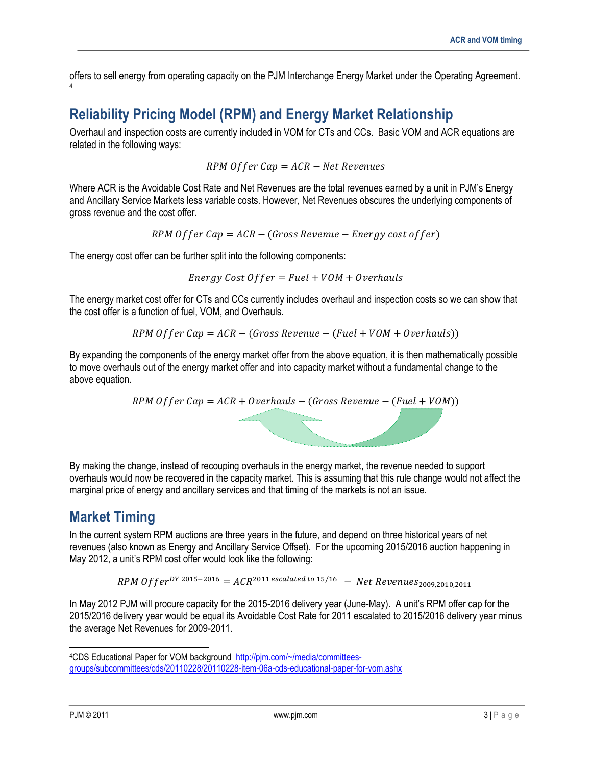offers to sell energy from operating capacity on the PJM Interchange Energy Market under the Operating Agreement.[4]

## Reliability Pricing Model (RPM) and Energy Market Relationship

Overhaul and inspection costs are currently included in VOM for CTs and CCs. Basic VOM and ACR equations are related in the following ways:

$$RPM\ Offer\ Cap = ACR - Net\ Revenues$$

Where ACR is the Avoidable Cost Rate and Net Revenues are the total revenues earned by a unit in PJM's Energy and Ancillary Service Markets less variable costs. However, Net Revenues obscures the underlying components of gross revenue and the cost offer.

$$RPM\ Offer\ Cap = ACR - (Gross\ Revenue - Energy\ cost\ offer)$$

The energy cost offer can be further split into the following components:

$$Energy\ Cost\ Offer = Fuel + VOM + Overhauls$$

The energy market cost offer for CTs and CCs currently includes overhaul and inspection costs so we can show that the cost offer is a function of fuel, VOM, and Overhauls.

$$RPM\ Offer\ Cap = ACR - (Gross\ Revenue - (Fuel + VOM + Overhauls))$$

By expanding the components of the energy market offer from the above equation, it is then mathematically possible to move overhauls out of the energy market offer and into capacity market without a fundamental change to the above equation.

$$RPM\ Offer\ Cap = ACR + Overhauls - (Gross\ Revenue - (Fuel + VOM))$$

By making the change, instead of recouping overhauls in the energy market, the revenue needed to support overhauls would now be recovered in the capacity market. This is assuming that this rule change would not affect the marginal price of energy and ancillary services and that timing of the markets is not an issue.

## Market Timing

In the current system RPM auctions are three years in the future, and depend on three historical years of net revenues (also known as Energy and Ancillary Service Offset). For the upcoming 2015/2016 auction happening in May 2012, a unit's RPM cost offer would look like the following:

$$RPM\ Offer^{DY\ 2015-2016} = ACR^{2011\ escalated\ to\ 15/16} - Net\ Revenues_{2009,2010,2011}$$

In May 2012 PJM will procure capacity for the 2015-2016 delivery year (June-May). A unit's RPM offer cap for the 2015/2016 delivery year would be equal its Avoidable Cost Rate for 2011 escalated to 2015/2016 delivery year minus the average Net Revenues for 2009-2011.

---

[4] CDS Educational Paper for VOM background http://pjm.com/~/media/committees-groups/subcommittees/cds/20110228/20110228-item-06a-cds-educational-paper-for-vom.ashx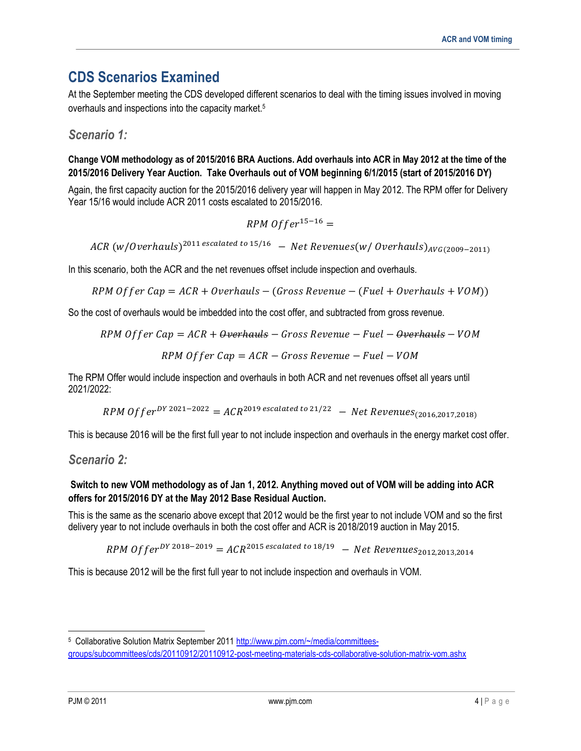## CDS Scenarios Examined

At the September meeting the CDS developed different scenarios to deal with the timing issues involved in moving overhauls and inspections into the capacity market.[5]

### *Scenario 1:*

**Change VOM methodology as of 2015/2016 BRA Auctions. Add overhauls into ACR in May 2012 at the time of the 2015/2016 Delivery Year Auction. Take Overhauls out of VOM beginning 6/1/2015 (start of 2015/2016 DY)**

Again, the first capacity auction for the 2015/2016 delivery year will happen in May 2012. The RPM offer for Delivery Year 15/16 would include ACR 2011 costs escalated to 2015/2016.

$$RPM\ Offer^{15-16} =$$

$$ACR\ (w/Overhauls)^{2011\ escalated\ to\ 15/16}\ -\ Net\ Revenues(w/\ Overhauls)_{AVG(2009-2011)}$$

In this scenario, both the ACR and the net revenues offset include inspection and overhauls.

$$RPM\ Offer\ Cap = ACR + Overhauls - (Gross\ Revenue - (Fuel + Overhauls + VOM))$$

So the cost of overhauls would be imbedded into the cost offer, and subtracted from gross revenue.

$$RPM\ Offer\ Cap = ACR + \cancel{Overhauls} - Gross\ Revenue - Fuel - \cancel{Overhauls} - VOM$$

$$RPM\ Offer\ Cap = ACR - Gross\ Revenue - Fuel - VOM$$

The RPM Offer would include inspection and overhauls in both ACR and net revenues offset all years until 2021/2022:

$$RPM\ Offer^{DY\ 2021-2022} = ACR^{2019\ escalated\ to\ 21/22}\ -\ Net\ Revenues_{(2016,2017,2018)}$$

This is because 2016 will be the first full year to not include inspection and overhauls in the energy market cost offer.

### *Scenario 2:*

**Switch to new VOM methodology as of Jan 1, 2012. Anything moved out of VOM will be adding into ACR offers for 2015/2016 DY at the May 2012 Base Residual Auction.**

This is the same as the scenario above except that 2012 would be the first year to not include VOM and so the first delivery year to not include overhauls in both the cost offer and ACR is 2018/2019 auction in May 2015.

$$RPM\ Offer^{DY\ 2018-2019} = ACR^{2015\ escalated\ to\ 18/19}\ -\ Net\ Revenues_{2012,2013,2014}$$

This is because 2012 will be the first full year to not include inspection and overhauls in VOM.

---

[5] Collaborative Solution Matrix September 2011 http://www.pjm.com/~/media/committees-groups/subcommittees/cds/20110912/20110912-post-meeting-materials-cds-collaborative-solution-matrix-vom.ashx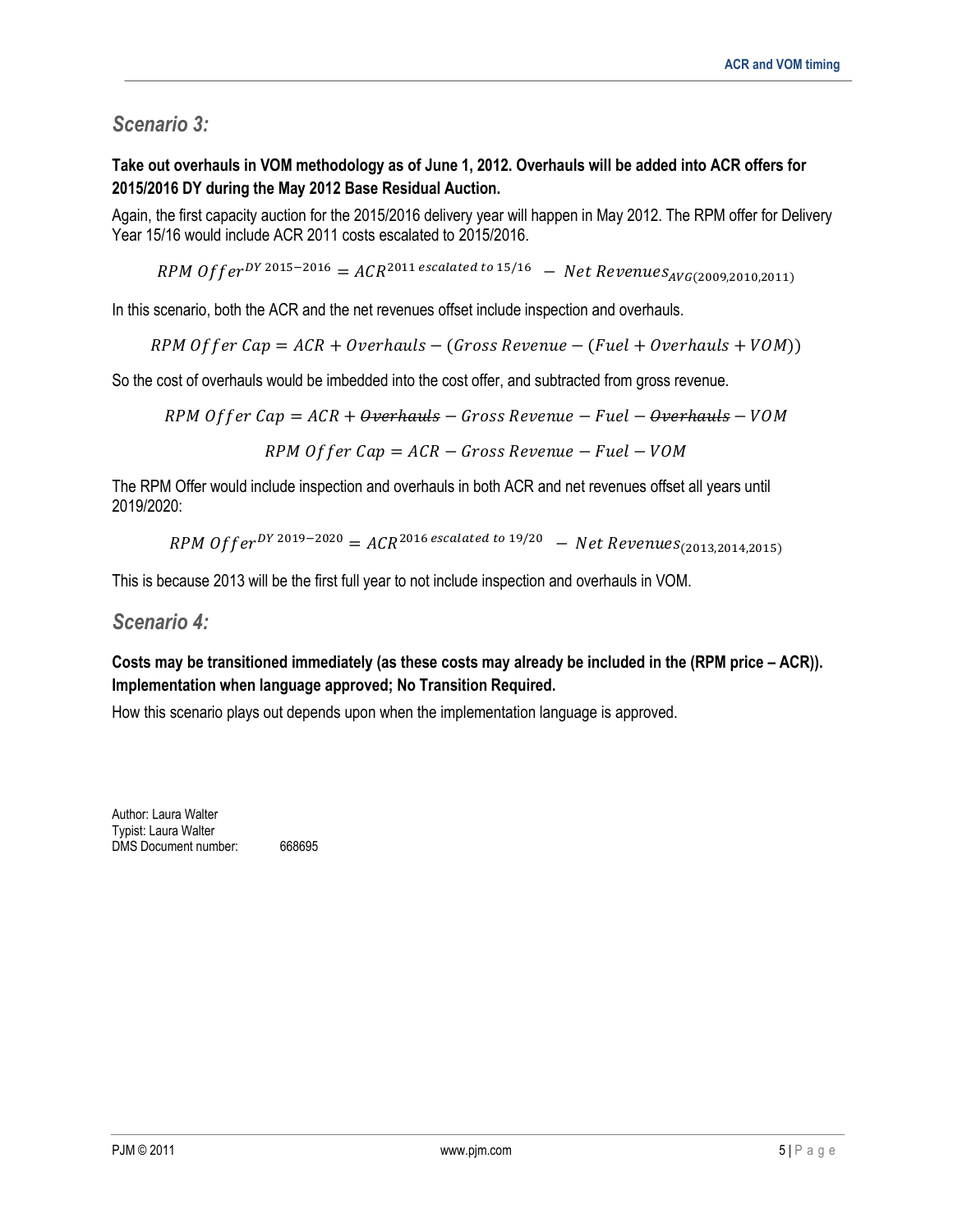## *Scenario 3:*

**Take out overhauls in VOM methodology as of June 1, 2012. Overhauls will be added into ACR offers for 2015/2016 DY during the May 2012 Base Residual Auction.**

Again, the first capacity auction for the 2015/2016 delivery year will happen in May 2012. The RPM offer for Delivery Year 15/16 would include ACR 2011 costs escalated to 2015/2016.

$$RPM\ Offer^{DY\ 2015-2016} = ACR^{2011\ escalated\ to\ 15/16}\ -\ Net\ Revenues_{AVG(2009,2010,2011)}$$

In this scenario, both the ACR and the net revenues offset include inspection and overhauls.

$$RPM\ Offer\ Cap = ACR + Overhauls - (Gross\ Revenue - (Fuel + Overhauls + VOM))$$

So the cost of overhauls would be imbedded into the cost offer, and subtracted from gross revenue.

$$RPM\ Offer\ Cap = ACR + \cancel{Overhauls} - Gross\ Revenue - Fuel - \cancel{Overhauls} - VOM$$

$$RPM\ Offer\ Cap = ACR - Gross\ Revenue - Fuel - VOM$$

The RPM Offer would include inspection and overhauls in both ACR and net revenues offset all years until 2019/2020:

$$RPM\ Offer^{DY\ 2019-2020} = ACR^{2016\ escalated\ to\ 19/20}\ -\ Net\ Revenues_{(2013,2014,2015)}$$

This is because 2013 will be the first full year to not include inspection and overhauls in VOM.

## *Scenario 4:*

**Costs may be transitioned immediately (as these costs may already be included in the (RPM price – ACR)). Implementation when language approved; No Transition Required.**

How this scenario plays out depends upon when the implementation language is approved.

Author: Laura Walter
Typist: Laura Walter
DMS Document number: 668695